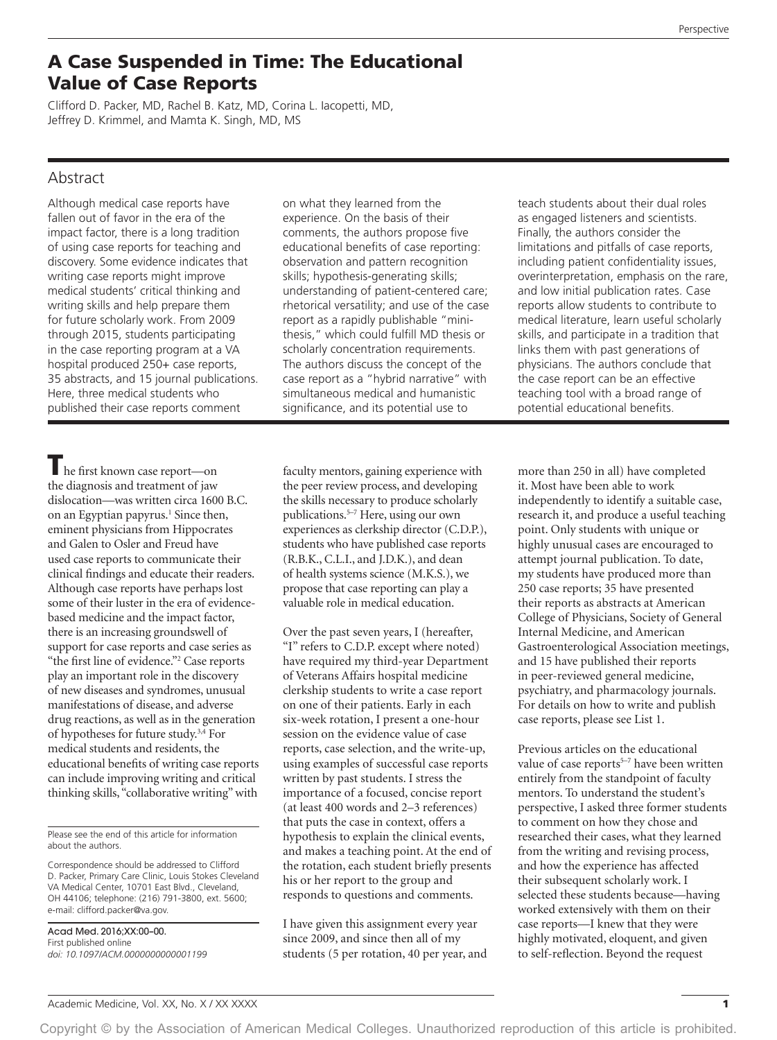# A Case Suspended in Time: The Educational Value of Case Reports

Clifford D. Packer, MD, Rachel B. Katz, MD, Corina L. Iacopetti, MD, Jeffrey D. Krimmel, and Mamta K. Singh, MD, MS

## Abstract

Although medical case reports have fallen out of favor in the era of the impact factor, there is a long tradition of using case reports for teaching and discovery. Some evidence indicates that writing case reports might improve medical students' critical thinking and writing skills and help prepare them for future scholarly work. From 2009 through 2015, students participating in the case reporting program at a VA hospital produced 250+ case reports, 35 abstracts, and 15 journal publications. Here, three medical students who published their case reports comment on what they learned from the experience. On the basis of their comments, the authors propose five educational benefits of case reporting: observation and pattern recognition skills; hypothesis-generating skills; understanding of patient-centered care; rhetorical versatility; and use of the case report as a rapidly publishable "mini-thesis," which could fulfill MD thesis or scholarly concentration requirements. The authors discuss the concept of the case report as a "hybrid narrative" with simultaneous medical and humanistic significance, and its potential use to teach students about their dual roles as engaged listeners and scientists. Finally, the authors consider the limitations and pitfalls of case reports, including patient confidentiality issues, overinterpretation, emphasis on the rare, and low initial publication rates. Case reports allow students to contribute to medical literature, learn useful scholarly skills, and participate in a tradition that links them with past generations of physicians. The authors conclude that the case report can be an effective teaching tool with a broad range of potential educational benefits.

The first known case report—on the diagnosis and treatment of jaw dislocation—was written circa 1600 B.C. on an Egyptian papyrus.[1] Since then, eminent physicians from Hippocrates and Galen to Osler and Freud have used case reports to communicate their clinical findings and educate their readers. Although case reports have perhaps lost some of their luster in the era of evidence-based medicine and the impact factor, there is an increasing groundswell of support for case reports and case series as "the first line of evidence."[2] Case reports play an important role in the discovery of new diseases and syndromes, unusual manifestations of disease, and adverse drug reactions, as well as in the generation of hypotheses for future study.[3,4] For medical students and residents, the educational benefits of writing case reports can include improving writing and critical thinking skills, "collaborative writing" with faculty mentors, gaining experience with the peer review process, and developing the skills necessary to produce scholarly publications.[5–7] Here, using our own experiences as clerkship director (C.D.P.), students who have published case reports (R.B.K., C.L.I., and J.D.K.), and dean of health systems science (M.K.S.), we propose that case reporting can play a valuable role in medical education.

Over the past seven years, I (hereafter, "I" refers to C.D.P. except where noted) have required my third-year Department of Veterans Affairs hospital medicine clerkship students to write a case report on one of their patients. Early in each six-week rotation, I present a one-hour session on the evidence value of case reports, case selection, and the write-up, using examples of successful case reports written by past students. I stress the importance of a focused, concise report (at least 400 words and 2–3 references) that puts the case in context, offers a hypothesis to explain the clinical events, and makes a teaching point. At the end of the rotation, each student briefly presents his or her report to the group and responds to questions and comments.

I have given this assignment every year since 2009, and since then all of my students (5 per rotation, 40 per year, and more than 250 in all) have completed it. Most have been able to work independently to identify a suitable case, research it, and produce a useful teaching point. Only students with unique or highly unusual cases are encouraged to attempt journal publication. To date, my students have produced more than 250 case reports; 35 have presented their reports as abstracts at American College of Physicians, Society of General Internal Medicine, and American Gastroenterological Association meetings, and 15 have published their reports in peer-reviewed general medicine, psychiatry, and pharmacology journals. For details on how to write and publish case reports, please see List 1.

Previous articles on the educational value of case reports[5–7] have been written entirely from the standpoint of faculty mentors. To understand the student's perspective, I asked three former students to comment on how they chose and researched their cases, what they learned from the writing and revising process, and how the experience has affected their subsequent scholarly work. I selected these students because—having worked extensively with them on their case reports—I knew that they were highly motivated, eloquent, and given to self-reflection. Beyond the request

Please see the end of this article for information about the authors.

Correspondence should be addressed to Clifford D. Packer, Primary Care Clinic, Louis Stokes Cleveland VA Medical Center, 10701 East Blvd., Cleveland, OH 44106; telephone: (216) 791-3800, ext. 5600; e-mail: clifford.packer@va.gov.

Acad Med. 2016;XX:00–00.
First published online
*doi: 10.1097/ACM.0000000000001199*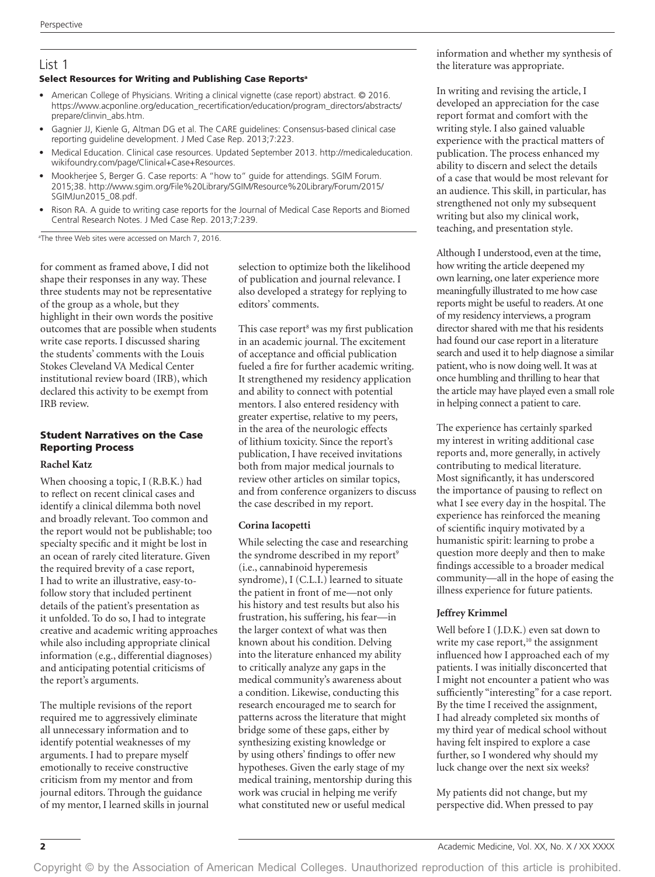## List 1

### Select Resources for Writing and Publishing Case Reports[a]

- American College of Physicians. Writing a clinical vignette (case report) abstract. © 2016. https://www.acponline.org/education_recertification/education/program_directors/abstracts/prepare/clinvin_abs.htm.
- Gagnier JJ, Kienle G, Altman DG et al. The CARE guidelines: Consensus-based clinical case reporting guideline development. J Med Case Rep. 2013;7:223.
- Medical Education. Clinical case resources. Updated September 2013. http://medicaleducation.wikifoundry.com/page/Clinical+Case+Resources.
- Mookherjee S, Berger G. Case reports: A "how to" guide for attendings. SGIM Forum. 2015;38. http://www.sgim.org/File%20Library/SGIM/Resource%20Library/Forum/2015/SGIMJun2015_08.pdf.
- Rison RA. A guide to writing case reports for the Journal of Medical Case Reports and Biomed Central Research Notes. J Med Case Rep. 2013;7:239.

[a]The three Web sites were accessed on March 7, 2016.

for comment as framed above, I did not shape their responses in any way. These three students may not be representative of the group as a whole, but they highlight in their own words the positive outcomes that are possible when students write case reports. I discussed sharing the students' comments with the Louis Stokes Cleveland VA Medical Center institutional review board (IRB), which declared this activity to be exempt from IRB review.

## Student Narratives on the Case Reporting Process

### Rachel Katz

When choosing a topic, I (R.B.K.) had to reflect on recent clinical cases and identify a clinical dilemma both novel and broadly relevant. Too common and the report would not be publishable; too specialty specific and it might be lost in an ocean of rarely cited literature. Given the required brevity of a case report, I had to write an illustrative, easy-to-follow story that included pertinent details of the patient's presentation as it unfolded. To do so, I had to integrate creative and academic writing approaches while also including appropriate clinical information (e.g., differential diagnoses) and anticipating potential criticisms of the report's arguments.

The multiple revisions of the report required me to aggressively eliminate all unnecessary information and to identify potential weaknesses of my arguments. I had to prepare myself emotionally to receive constructive criticism from my mentor and from journal editors. Through the guidance of my mentor, I learned skills in journal selection to optimize both the likelihood of publication and journal relevance. I also developed a strategy for replying to editors' comments.

This case report[8] was my first publication in an academic journal. The excitement of acceptance and official publication fueled a fire for further academic writing. It strengthened my residency application and ability to connect with potential mentors. I also entered residency with greater expertise, relative to my peers, in the area of the neurologic effects of lithium toxicity. Since the report's publication, I have received invitations both from major medical journals to review other articles on similar topics, and from conference organizers to discuss the case described in my report.

### Corina Iacopetti

While selecting the case and researching the syndrome described in my report[9] (i.e., cannabinoid hyperemesis syndrome), I (C.L.I.) learned to situate the patient in front of me—not only his history and test results but also his frustration, his suffering, his fear—in the larger context of what was then known about his condition. Delving into the literature enhanced my ability to critically analyze any gaps in the medical community's awareness about a condition. Likewise, conducting this research encouraged me to search for patterns across the literature that might bridge some of these gaps, either by synthesizing existing knowledge or by using others' findings to offer new hypotheses. Given the early stage of my medical training, mentorship during this work was crucial in helping me verify what constituted new or useful medical information and whether my synthesis of the literature was appropriate.

In writing and revising the article, I developed an appreciation for the case report format and comfort with the writing style. I also gained valuable experience with the practical matters of publication. The process enhanced my ability to discern and select the details of a case that would be most relevant for an audience. This skill, in particular, has strengthened not only my subsequent writing but also my clinical work, teaching, and presentation style.

Although I understood, even at the time, how writing the article deepened my own learning, one later experience more meaningfully illustrated to me how case reports might be useful to readers. At one of my residency interviews, a program director shared with me that his residents had found our case report in a literature search and used it to help diagnose a similar patient, who is now doing well. It was at once humbling and thrilling to hear that the article may have played even a small role in helping connect a patient to care.

The experience has certainly sparked my interest in writing additional case reports and, more generally, in actively contributing to medical literature. Most significantly, it has underscored the importance of pausing to reflect on what I see every day in the hospital. The experience has reinforced the meaning of scientific inquiry motivated by a humanistic spirit: learning to probe a question more deeply and then to make findings accessible to a broader medical community—all in the hope of easing the illness experience for future patients.

### Jeffrey Krimmel

Well before I (J.D.K.) even sat down to write my case report,[10] the assignment influenced how I approached each of my patients. I was initially disconcerted that I might not encounter a patient who was sufficiently "interesting" for a case report. By the time I received the assignment, I had already completed six months of my third year of medical school without having felt inspired to explore a case further, so I wondered why should my luck change over the next six weeks?

My patients did not change, but my perspective did. When pressed to pay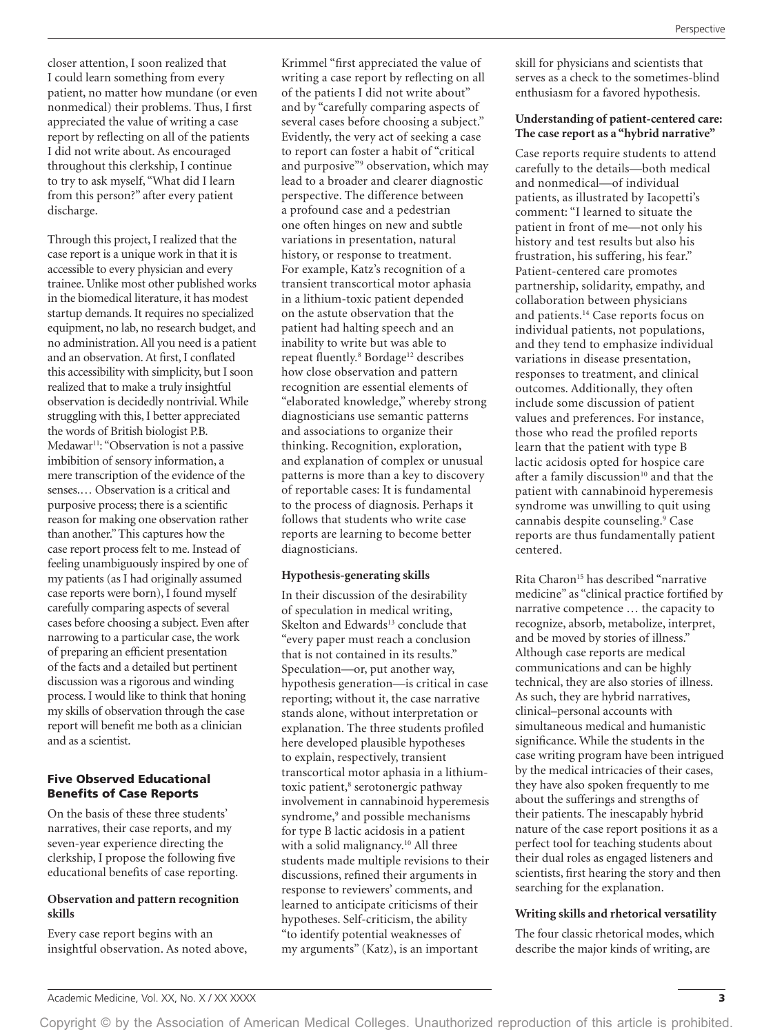closer attention, I soon realized that I could learn something from every patient, no matter how mundane (or even nonmedical) their problems. Thus, I first appreciated the value of writing a case report by reflecting on all of the patients I did not write about. As encouraged throughout this clerkship, I continue to try to ask myself, "What did I learn from this person?" after every patient discharge.

Through this project, I realized that the case report is a unique work in that it is accessible to every physician and every trainee. Unlike most other published works in the biomedical literature, it has modest startup demands. It requires no specialized equipment, no lab, no research budget, and no administration. All you need is a patient and an observation. At first, I conflated this accessibility with simplicity, but I soon realized that to make a truly insightful observation is decidedly nontrivial. While struggling with this, I better appreciated the words of British biologist P.B. Medawar[11]: "Observation is not a passive imbibition of sensory information, a mere transcription of the evidence of the senses.… Observation is a critical and purposive process; there is a scientific reason for making one observation rather than another." This captures how the case report process felt to me. Instead of feeling unambiguously inspired by one of my patients (as I had originally assumed case reports were born), I found myself carefully comparing aspects of several cases before choosing a subject. Even after narrowing to a particular case, the work of preparing an efficient presentation of the facts and a detailed but pertinent discussion was a rigorous and winding process. I would like to think that honing my skills of observation through the case report will benefit me both as a clinician and as a scientist.

## Five Observed Educational Benefits of Case Reports

On the basis of these three students' narratives, their case reports, and my seven-year experience directing the clerkship, I propose the following five educational benefits of case reporting.

### Observation and pattern recognition skills

Every case report begins with an insightful observation. As noted above, Krimmel "first appreciated the value of writing a case report by reflecting on all of the patients I did not write about" and by "carefully comparing aspects of several cases before choosing a subject." Evidently, the very act of seeking a case to report can foster a habit of "critical and purposive"[9] observation, which may lead to a broader and clearer diagnostic perspective. The difference between a profound case and a pedestrian one often hinges on new and subtle variations in presentation, natural history, or response to treatment. For example, Katz's recognition of a transient transcortical motor aphasia in a lithium-toxic patient depended on the astute observation that the patient had halting speech and an inability to write but was able to repeat fluently.[8] Bordage[12] describes how close observation and pattern recognition are essential elements of "elaborated knowledge," whereby strong diagnosticians use semantic patterns and associations to organize their thinking. Recognition, exploration, and explanation of complex or unusual patterns is more than a key to discovery of reportable cases: It is fundamental to the process of diagnosis. Perhaps it follows that students who write case reports are learning to become better diagnosticians.

### Hypothesis-generating skills

In their discussion of the desirability of speculation in medical writing, Skelton and Edwards[13] conclude that "every paper must reach a conclusion that is not contained in its results." Speculation—or, put another way, hypothesis generation—is critical in case reporting; without it, the case narrative stands alone, without interpretation or explanation. The three students profiled here developed plausible hypotheses to explain, respectively, transient transcortical motor aphasia in a lithium-toxic patient,[8] serotonergic pathway involvement in cannabinoid hyperemesis syndrome,[9] and possible mechanisms for type B lactic acidosis in a patient with a solid malignancy.[10] All three students made multiple revisions to their discussions, refined their arguments in response to reviewers' comments, and learned to anticipate criticisms of their hypotheses. Self-criticism, the ability "to identify potential weaknesses of my arguments" (Katz), is an important skill for physicians and scientists that serves as a check to the sometimes-blind enthusiasm for a favored hypothesis.

### Understanding of patient-centered care: The case report as a "hybrid narrative"

Case reports require students to attend carefully to the details—both medical and nonmedical—of individual patients, as illustrated by Iacopetti's comment: "I learned to situate the patient in front of me—not only his history and test results but also his frustration, his suffering, his fear." Patient-centered care promotes partnership, solidarity, empathy, and collaboration between physicians and patients.[14] Case reports focus on individual patients, not populations, and they tend to emphasize individual variations in disease presentation, responses to treatment, and clinical outcomes. Additionally, they often include some discussion of patient values and preferences. For instance, those who read the profiled reports learn that the patient with type B lactic acidosis opted for hospice care after a family discussion[10] and that the patient with cannabinoid hyperemesis syndrome was unwilling to quit using cannabis despite counseling.[9] Case reports are thus fundamentally patient centered.

Rita Charon[15] has described "narrative medicine" as "clinical practice fortified by narrative competence … the capacity to recognize, absorb, metabolize, interpret, and be moved by stories of illness." Although case reports are medical communications and can be highly technical, they are also stories of illness. As such, they are hybrid narratives, clinical–personal accounts with simultaneous medical and humanistic significance. While the students in the case writing program have been intrigued by the medical intricacies of their cases, they have also spoken frequently to me about the sufferings and strengths of their patients. The inescapably hybrid nature of the case report positions it as a perfect tool for teaching students about their dual roles as engaged listeners and scientists, first hearing the story and then searching for the explanation.

### Writing skills and rhetorical versatility

The four classic rhetorical modes, which describe the major kinds of writing, are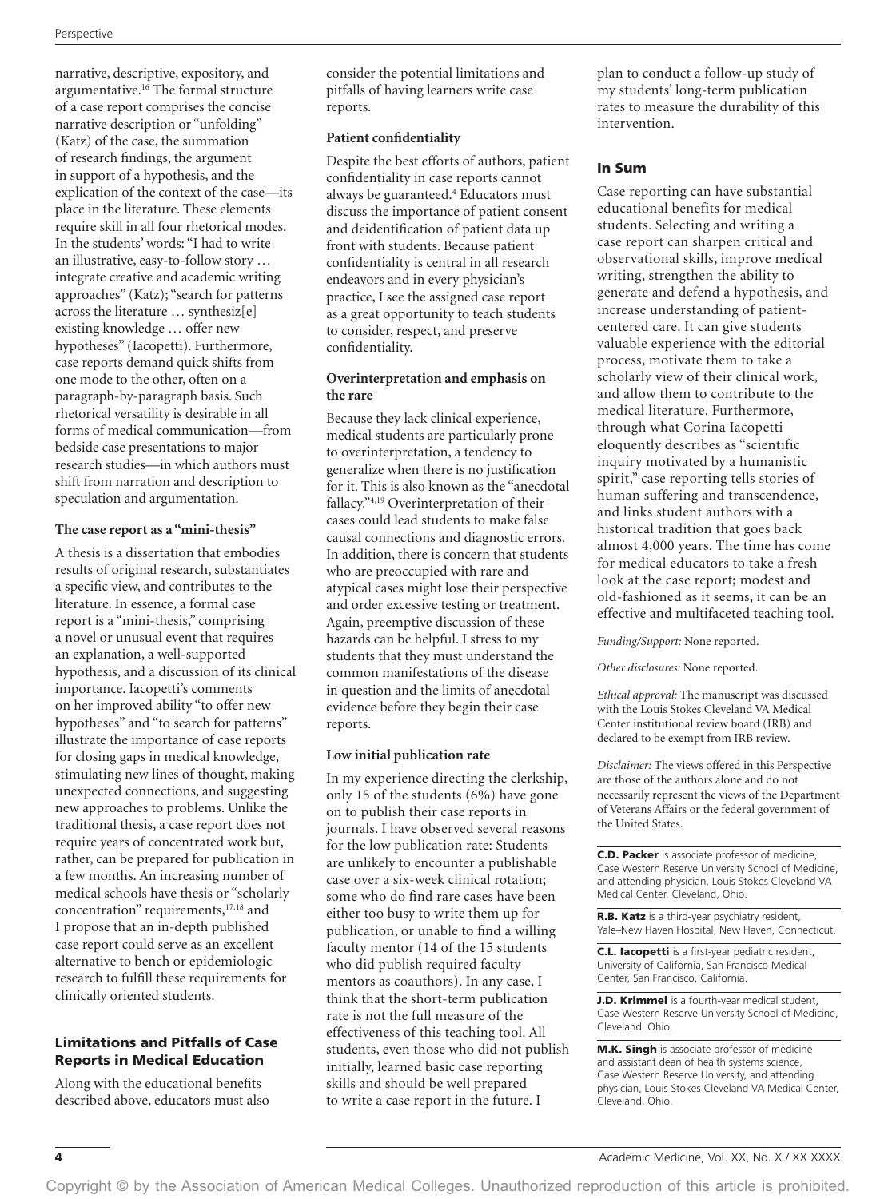narrative, descriptive, expository, and argumentative.[16] The formal structure of a case report comprises the concise narrative description or "unfolding" (Katz) of the case, the summation of research findings, the argument in support of a hypothesis, and the explication of the context of the case—its place in the literature. These elements require skill in all four rhetorical modes. In the students' words: "I had to write an illustrative, easy-to-follow story … integrate creative and academic writing approaches" (Katz); "search for patterns across the literature … synthesiz[e] existing knowledge … offer new hypotheses" (Iacopetti). Furthermore, case reports demand quick shifts from one mode to the other, often on a paragraph-by-paragraph basis. Such rhetorical versatility is desirable in all forms of medical communication—from bedside case presentations to major research studies—in which authors must shift from narration and description to speculation and argumentation.

**The case report as a "mini-thesis"**

A thesis is a dissertation that embodies results of original research, substantiates a specific view, and contributes to the literature. In essence, a formal case report is a "mini-thesis," comprising a novel or unusual event that requires an explanation, a well-supported hypothesis, and a discussion of its clinical importance. Iacopetti's comments on her improved ability "to offer new hypotheses" and "to search for patterns" illustrate the importance of case reports for closing gaps in medical knowledge, stimulating new lines of thought, making unexpected connections, and suggesting new approaches to problems. Unlike the traditional thesis, a case report does not require years of concentrated work but, rather, can be prepared for publication in a few months. An increasing number of medical schools have thesis or "scholarly concentration" requirements,[17,18] and I propose that an in-depth published case report could serve as an excellent alternative to bench or epidemiologic research to fulfill these requirements for clinically oriented students.

## Limitations and Pitfalls of Case Reports in Medical Education

Along with the educational benefits described above, educators must also consider the potential limitations and pitfalls of having learners write case reports.

**Patient confidentiality**

Despite the best efforts of authors, patient confidentiality in case reports cannot always be guaranteed.[4] Educators must discuss the importance of patient consent and deidentification of patient data up front with students. Because patient confidentiality is central in all research endeavors and in every physician's practice, I see the assigned case report as a great opportunity to teach students to consider, respect, and preserve confidentiality.

**Overinterpretation and emphasis on the rare**

Because they lack clinical experience, medical students are particularly prone to overinterpretation, a tendency to generalize when there is no justification for it. This is also known as the "anecdotal fallacy."[4,19] Overinterpretation of their cases could lead students to make false causal connections and diagnostic errors. In addition, there is concern that students who are preoccupied with rare and atypical cases might lose their perspective and order excessive testing or treatment. Again, preemptive discussion of these hazards can be helpful. I stress to my students that they must understand the common manifestations of the disease in question and the limits of anecdotal evidence before they begin their case reports.

**Low initial publication rate**

In my experience directing the clerkship, only 15 of the students (6%) have gone on to publish their case reports in journals. I have observed several reasons for the low publication rate: Students are unlikely to encounter a publishable case over a six-week clinical rotation; some who do find rare cases have been either too busy to write them up for publication, or unable to find a willing faculty mentor (14 of the 15 students who did publish required faculty mentors as coauthors). In any case, I think that the short-term publication rate is not the full measure of the effectiveness of this teaching tool. All students, even those who did not publish initially, learned basic case reporting skills and should be well prepared to write a case report in the future. I plan to conduct a follow-up study of my students' long-term publication rates to measure the durability of this intervention.

## In Sum

Case reporting can have substantial educational benefits for medical students. Selecting and writing a case report can sharpen critical and observational skills, improve medical writing, strengthen the ability to generate and defend a hypothesis, and increase understanding of patient-centered care. It can give students valuable experience with the editorial process, motivate them to take a scholarly view of their clinical work, and allow them to contribute to the medical literature. Furthermore, through what Corina Iacopetti eloquently describes as "scientific inquiry motivated by a humanistic spirit," case reporting tells stories of human suffering and transcendence, and links student authors with a historical tradition that goes back almost 4,000 years. The time has come for medical educators to take a fresh look at the case report; modest and old-fashioned as it seems, it can be an effective and multifaceted teaching tool.

*Funding/Support:* None reported.

*Other disclosures:* None reported.

*Ethical approval:* The manuscript was discussed with the Louis Stokes Cleveland VA Medical Center institutional review board (IRB) and declared to be exempt from IRB review.

*Disclaimer:* The views offered in this Perspective are those of the authors alone and do not necessarily represent the views of the Department of Veterans Affairs or the federal government of the United States.

**C.D. Packer** is associate professor of medicine, Case Western Reserve University School of Medicine, and attending physician, Louis Stokes Cleveland VA Medical Center, Cleveland, Ohio.

**R.B. Katz** is a third-year psychiatry resident, Yale–New Haven Hospital, New Haven, Connecticut.

**C.L. Iacopetti** is a first-year pediatric resident, University of California, San Francisco Medical Center, San Francisco, California.

**J.D. Krimmel** is a fourth-year medical student, Case Western Reserve University School of Medicine, Cleveland, Ohio.

**M.K. Singh** is associate professor of medicine and assistant dean of health systems science, Case Western Reserve University, and attending physician, Louis Stokes Cleveland VA Medical Center, Cleveland, Ohio.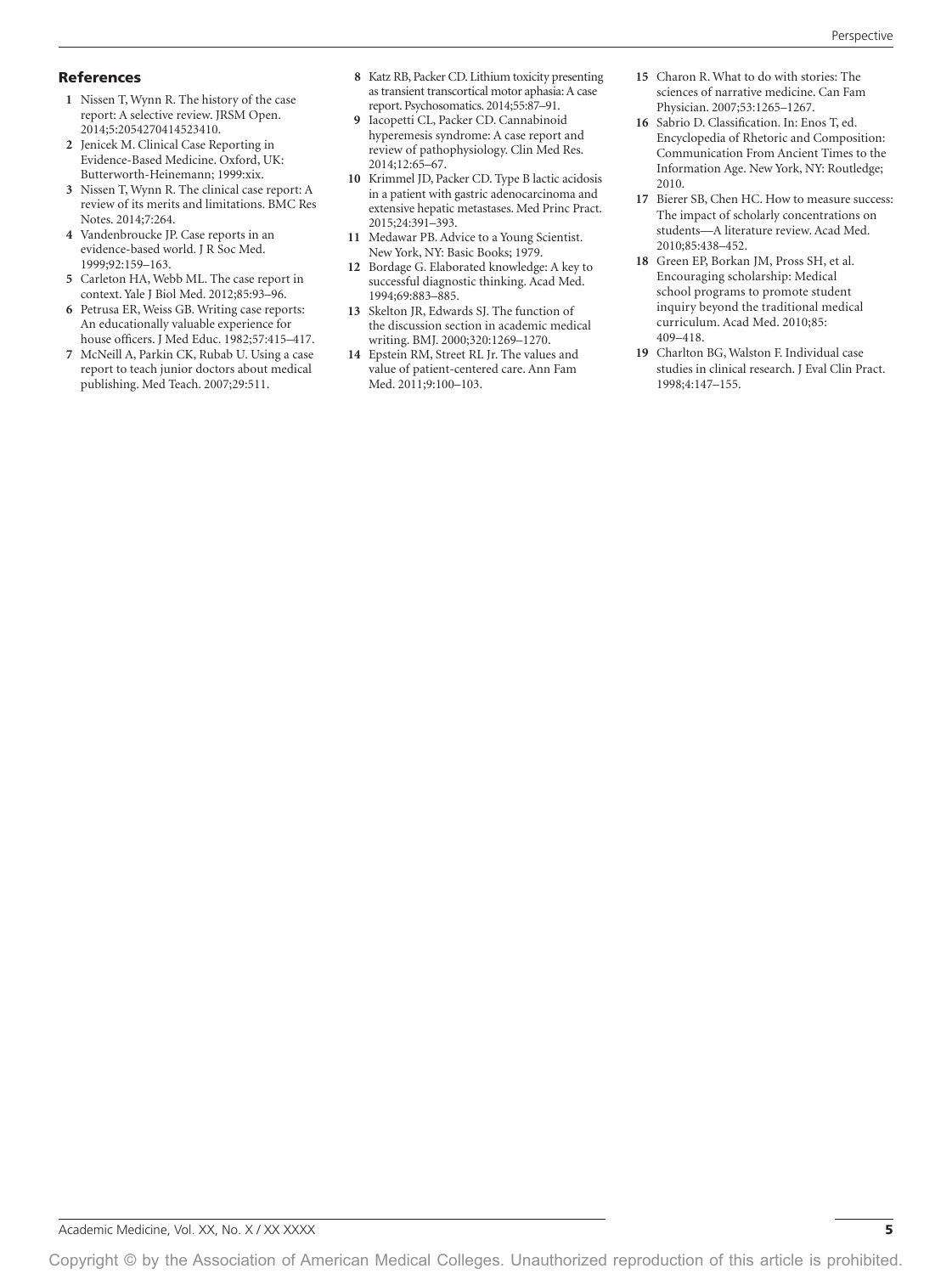## References

1. Nissen T, Wynn R. The history of the case report: A selective review. JRSM Open. 2014;5:2054270414523410.
2. Jenicek M. Clinical Case Reporting in Evidence-Based Medicine. Oxford, UK: Butterworth-Heinemann; 1999:xix.
3. Nissen T, Wynn R. The clinical case report: A review of its merits and limitations. BMC Res Notes. 2014;7:264.
4. Vandenbroucke JP. Case reports in an evidence-based world. J R Soc Med. 1999;92:159–163.
5. Carleton HA, Webb ML. The case report in context. Yale J Biol Med. 2012;85:93–96.
6. Petrusa ER, Weiss GB. Writing case reports: An educationally valuable experience for house officers. J Med Educ. 1982;57:415–417.
7. McNeill A, Parkin CK, Rubab U. Using a case report to teach junior doctors about medical publishing. Med Teach. 2007;29:511.
8. Katz RB, Packer CD. Lithium toxicity presenting as transient transcortical motor aphasia: A case report. Psychosomatics. 2014;55:87–91.
9. Iacopetti CL, Packer CD. Cannabinoid hyperemesis syndrome: A case report and review of pathophysiology. Clin Med Res. 2014;12:65–67.
10. Krimmel JD, Packer CD. Type B lactic acidosis in a patient with gastric adenocarcinoma and extensive hepatic metastases. Med Princ Pract. 2015;24:391–393.
11. Medawar PB. Advice to a Young Scientist. New York, NY: Basic Books; 1979.
12. Bordage G. Elaborated knowledge: A key to successful diagnostic thinking. Acad Med. 1994;69:883–885.
13. Skelton JR, Edwards SJ. The function of the discussion section in academic medical writing. BMJ. 2000;320:1269–1270.
14. Epstein RM, Street RL Jr. The values and value of patient-centered care. Ann Fam Med. 2011;9:100–103.
15. Charon R. What to do with stories: The sciences of narrative medicine. Can Fam Physician. 2007;53:1265–1267.
16. Sabrio D. Classification. In: Enos T, ed. Encyclopedia of Rhetoric and Composition: Communication From Ancient Times to the Information Age. New York, NY: Routledge; 2010.
17. Bierer SB, Chen HC. How to measure success: The impact of scholarly concentrations on students—A literature review. Acad Med. 2010;85:438–452.
18. Green EP, Borkan JM, Pross SH, et al. Encouraging scholarship: Medical school programs to promote student inquiry beyond the traditional medical curriculum. Acad Med. 2010;85:409–418.
19. Charlton BG, Walston F. Individual case studies in clinical research. J Eval Clin Pract. 1998;4:147–155.